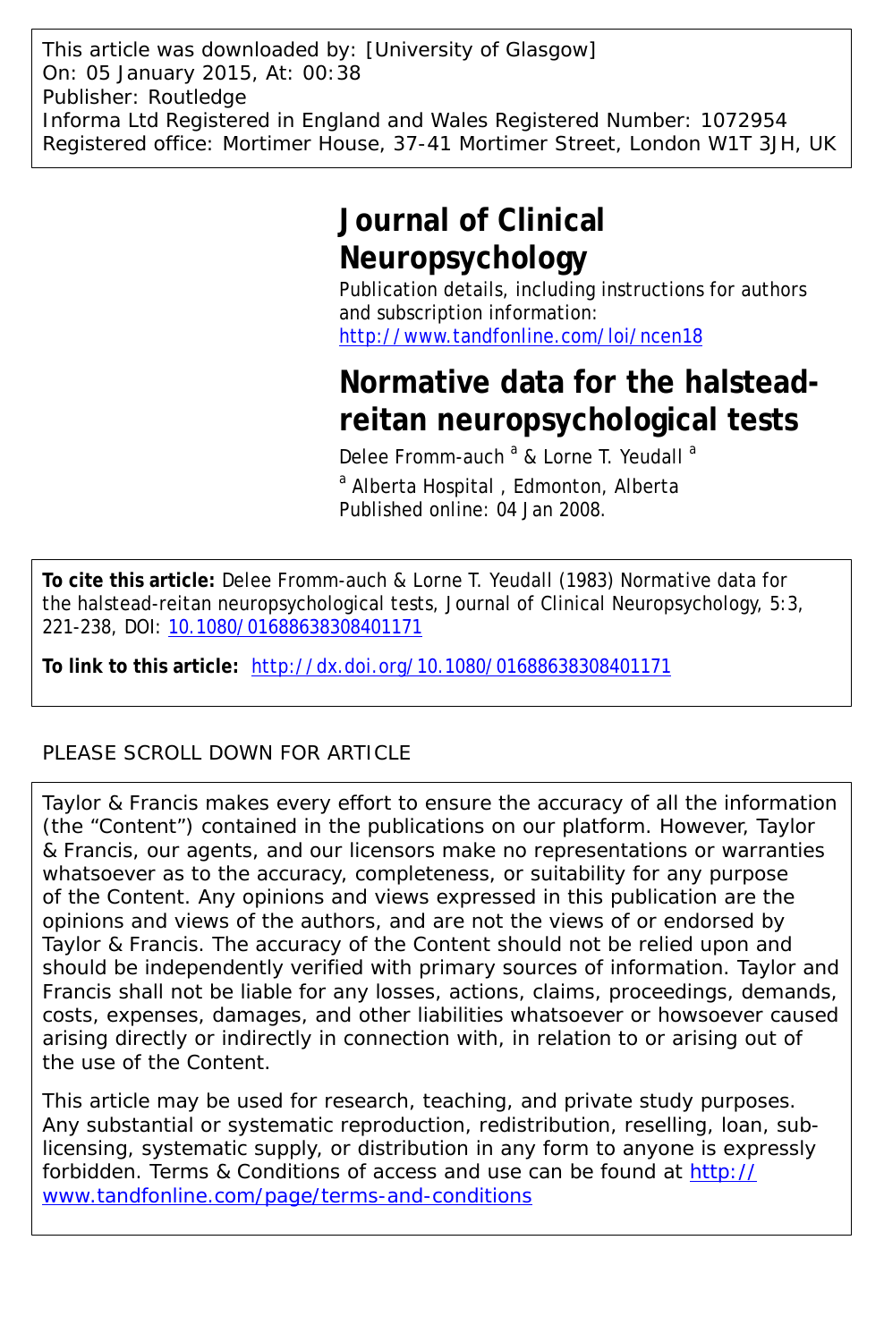This article was downloaded by: [University of Glasgow]
On: 05 January 2015, At: 00:38
Publisher: Routledge
Informa Ltd Registered in England and Wales Registered Number: 1072954
Registered office: Mortimer House, 37-41 Mortimer Street, London W1T 3JH, UK

# Journal of Clinical Neuropsychology

Publication details, including instructions for authors and subscription information:
http://www.tandfonline.com/loi/ncen18

# Normative data for the halstead-reitan neuropsychological tests

Delee Fromm-auch [a] & Lorne T. Yeudall [a]

[a] Alberta Hospital , Edmonton, Alberta

Published online: 04 Jan 2008.

**To cite this article:** Delee Fromm-auch & Lorne T. Yeudall (1983) Normative data for the halstead-reitan neuropsychological tests, Journal of Clinical Neuropsychology, 5:3, 221-238, DOI: 10.1080/01688638308401171

**To link to this article:** http://dx.doi.org/10.1080/01688638308401171

PLEASE SCROLL DOWN FOR ARTICLE

Taylor & Francis makes every effort to ensure the accuracy of all the information (the "Content") contained in the publications on our platform. However, Taylor & Francis, our agents, and our licensors make no representations or warranties whatsoever as to the accuracy, completeness, or suitability for any purpose of the Content. Any opinions and views expressed in this publication are the opinions and views of the authors, and are not the views of or endorsed by Taylor & Francis. The accuracy of the Content should not be relied upon and should be independently verified with primary sources of information. Taylor and Francis shall not be liable for any losses, actions, claims, proceedings, demands, costs, expenses, damages, and other liabilities whatsoever or howsoever caused arising directly or indirectly in connection with, in relation to or arising out of the use of the Content.

This article may be used for research, teaching, and private study purposes. Any substantial or systematic reproduction, redistribution, reselling, loan, sub-licensing, systematic supply, or distribution in any form to anyone is expressly forbidden. Terms & Conditions of access and use can be found at http://www.tandfonline.com/page/terms-and-conditions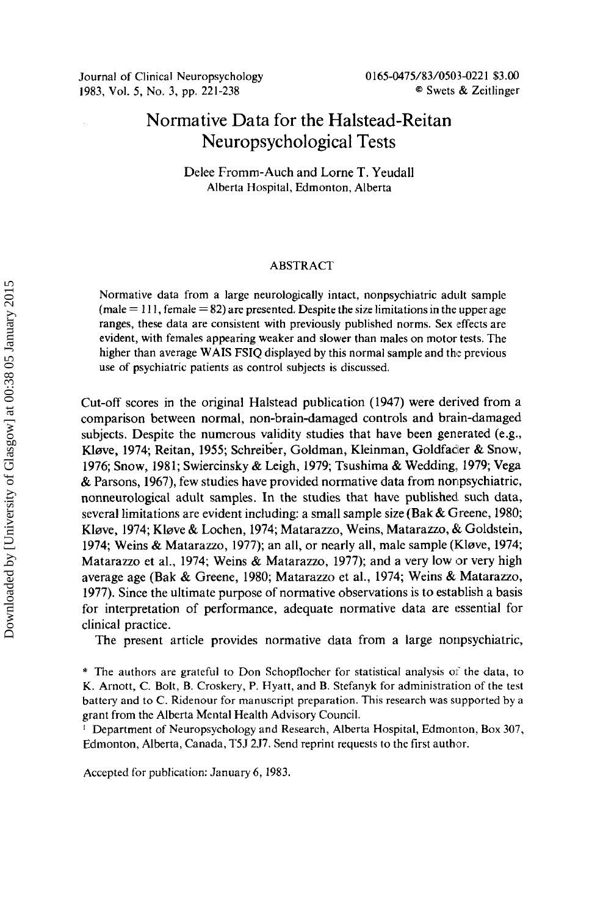# Normative Data for the Halstead-Reitan Neuropsychological Tests

Delee Fromm-Auch and Lorne T. Yeudall
Alberta Hospital, Edmonton, Alberta

## ABSTRACT

Normative data from a large neurologically intact, nonpsychiatric adult sample (male = 111, female = 82) are presented. Despite the size limitations in the upper age ranges, these data are consistent with previously published norms. Sex effects are evident, with females appearing weaker and slower than males on motor tests. The higher than average WAIS FSIQ displayed by this normal sample and the previous use of psychiatric patients as control subjects is discussed.

Cut-off scores in the original Halstead publication (1947) were derived from a comparison between normal, non-brain-damaged controls and brain-damaged subjects. Despite the numerous validity studies that have been generated (e.g., Kløve, 1974; Reitan, 1955; Schreiber, Goldman, Kleinman, Goldfader & Snow, 1976; Snow, 1981; Swiercinsky & Leigh, 1979; Tsushima & Wedding, 1979; Vega & Parsons, 1967), few studies have provided normative data from nonpsychiatric, nonneurological adult samples. In the studies that have published such data, several limitations are evident including: a small sample size (Bak & Greene, 1980; Kløve, 1974; Kløve & Lochen, 1974; Matarazzo, Weins, Matarazzo, & Goldstein, 1974; Weins & Matarazzo, 1977); an all, or nearly all, male sample (Kløve, 1974; Matarazzo et al., 1974; Weins & Matarazzo, 1977); and a very low or very high average age (Bak & Greene, 1980; Matarazzo et al., 1974; Weins & Matarazzo, 1977). Since the ultimate purpose of normative observations is to establish a basis for interpretation of performance, adequate normative data are essential for clinical practice.

The present article provides normative data from a large nonpsychiatric,

\* The authors are grateful to Don Schopflocher for statistical analysis of the data, to K. Arnott, C. Bolt, B. Croskery, P. Hyatt, and B. Stefanyk for administration of the test battery and to C. Ridenour for manuscript preparation. This research was supported by a grant from the Alberta Mental Health Advisory Council.

[1] Department of Neuropsychology and Research, Alberta Hospital, Edmonton, Box 307, Edmonton, Alberta, Canada, T5J 2J7. Send reprint requests to the first author.

Accepted for publication: January 6, 1983.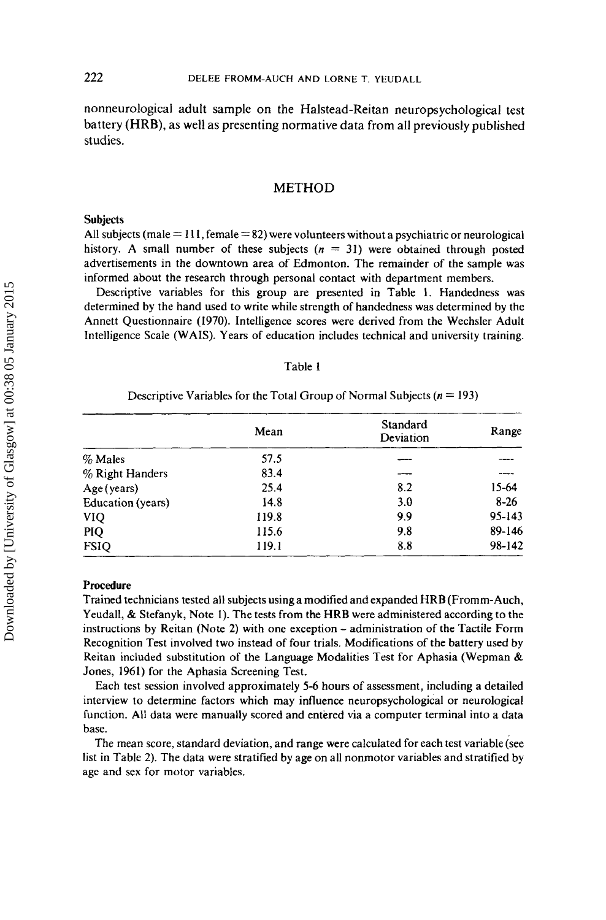nonneurological adult sample on the Halstead-Reitan neuropsychological test battery (HRB), as well as presenting normative data from all previously published studies.

## METHOD

### Subjects

All subjects (male = 111, female = 82) were volunteers without a psychiatric or neurological history. A small number of these subjects ($n$ = 31) were obtained through posted advertisements in the downtown area of Edmonton. The remainder of the sample was informed about the research through personal contact with department members.

Descriptive variables for this group are presented in Table 1. Handedness was determined by the hand used to write while strength of handedness was determined by the Annett Questionnaire (1970). Intelligence scores were derived from the Wechsler Adult Intelligence Scale (WAIS). Years of education includes technical and university training.

Table 1

Descriptive Variables for the Total Group of Normal Subjects ($n$ = 193)

| | Mean | Standard Deviation | Range |
|---|---|---|---|
| % Males | 57.5 | — | — |
| % Right Handers | 83.4 | — | — |
| Age (years) | 25.4 | 8.2 | 15-64 |
| Education (years) | 14.8 | 3.0 | 8-26 |
| VIQ | 119.8 | 9.9 | 95-143 |
| PIQ | 115.6 | 9.8 | 89-146 |
| FSIQ | 119.1 | 8.8 | 98-142 |

### Procedure

Trained technicians tested all subjects using a modified and expanded HRB (Fromm-Auch, Yeudall, & Stefanyk, Note 1). The tests from the HRB were administered according to the instructions by Reitan (Note 2) with one exception – administration of the Tactile Form Recognition Test involved two instead of four trials. Modifications of the battery used by Reitan included substitution of the Language Modalities Test for Aphasia (Wepman & Jones, 1961) for the Aphasia Screening Test.

Each test session involved approximately 5-6 hours of assessment, including a detailed interview to determine factors which may influence neuropsychological or neurological function. All data were manually scored and entered via a computer terminal into a data base.

The mean score, standard deviation, and range were calculated for each test variable (see list in Table 2). The data were stratified by age on all nonmotor variables and stratified by age and sex for motor variables.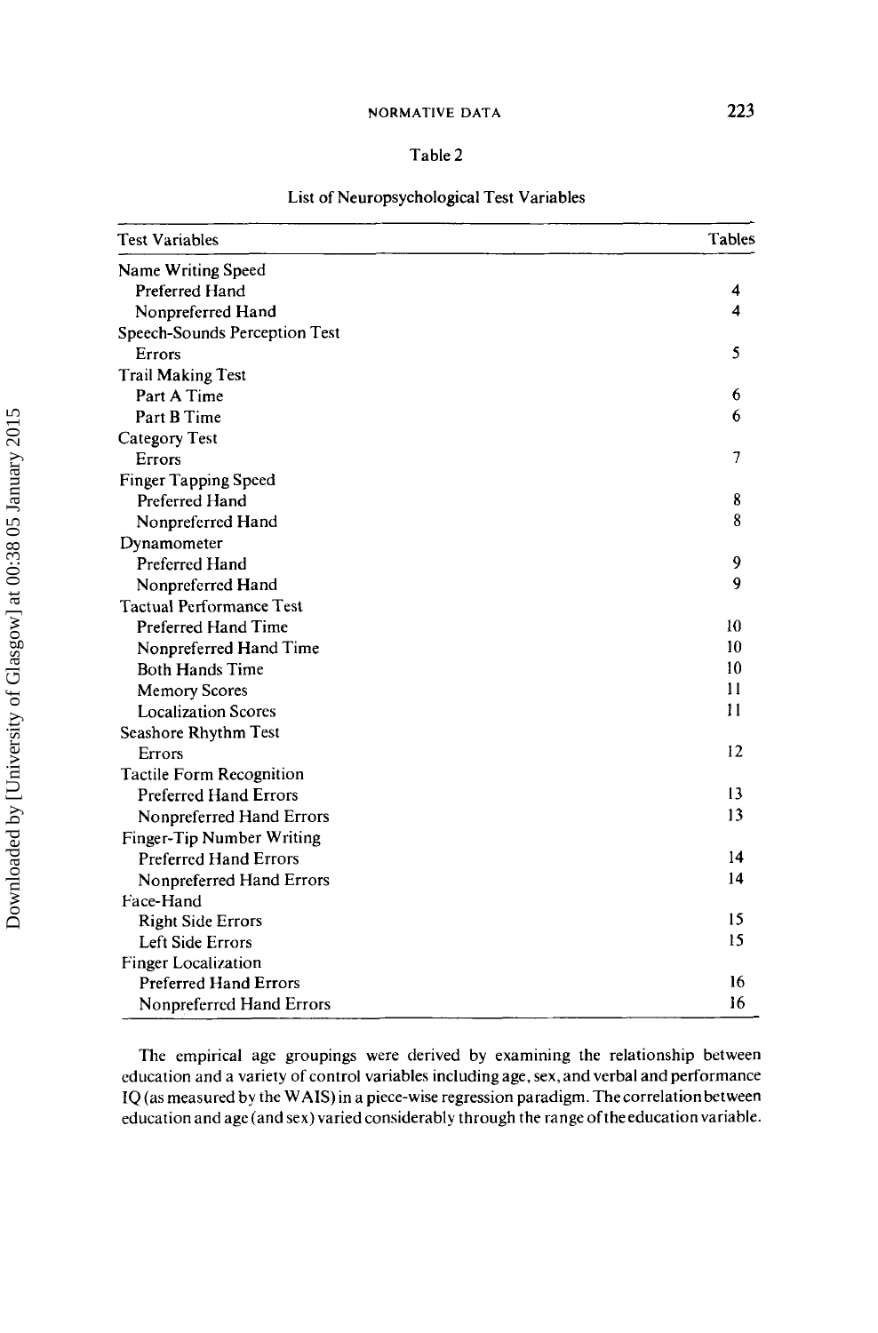Table 2

List of Neuropsychological Test Variables

| Test Variables | Tables |
|---|---|
| Name Writing Speed | |
| Preferred Hand | 4 |
| Nonpreferred Hand | 4 |
| Speech-Sounds Perception Test | |
| Errors | 5 |
| Trail Making Test | |
| Part A Time | 6 |
| Part B Time | 6 |
| Category Test | |
| Errors | 7 |
| Finger Tapping Speed | |
| Preferred Hand | 8 |
| Nonpreferred Hand | 8 |
| Dynamometer | |
| Preferred Hand | 9 |
| Nonpreferred Hand | 9 |
| Tactual Performance Test | |
| Preferred Hand Time | 10 |
| Nonpreferred Hand Time | 10 |
| Both Hands Time | 10 |
| Memory Scores | 11 |
| Localization Scores | 11 |
| Seashore Rhythm Test | |
| Errors | 12 |
| Tactile Form Recognition | |
| Preferred Hand Errors | 13 |
| Nonpreferred Hand Errors | 13 |
| Finger-Tip Number Writing | |
| Preferred Hand Errors | 14 |
| Nonpreferred Hand Errors | 14 |
| Face-Hand | |
| Right Side Errors | 15 |
| Left Side Errors | 15 |
| Finger Localization | |
| Preferred Hand Errors | 16 |
| Nonpreferred Hand Errors | 16 |

The empirical age groupings were derived by examining the relationship between education and a variety of control variables including age, sex, and verbal and performance IQ (as measured by the WAIS) in a piece-wise regression paradigm. The correlation between education and age (and sex) varied considerably through the range of the education variable.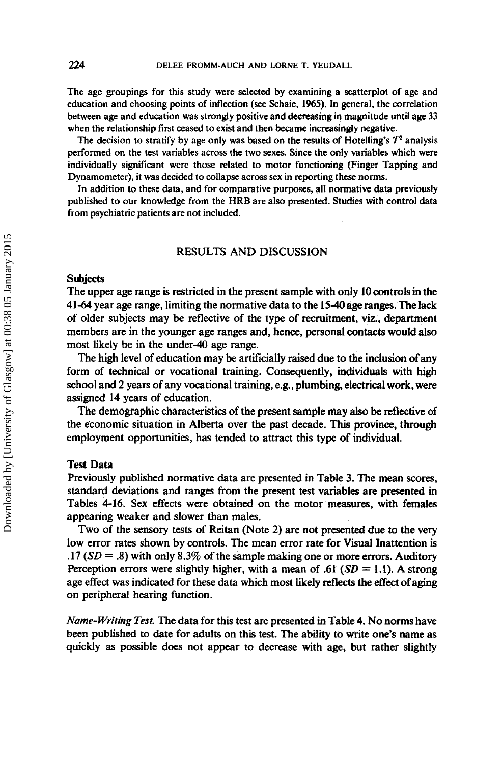The age groupings for this study were selected by examining a scatterplot of age and education and choosing points of inflection (see Schaie, 1965). In general, the correlation between age and education was strongly positive and decreasing in magnitude until age 33 when the relationship first ceased to exist and then became increasingly negative.

The decision to stratify by age only was based on the results of Hotelling's $T^2$ analysis performed on the test variables across the two sexes. Since the only variables which were individually significant were those related to motor functioning (Finger Tapping and Dynamometer), it was decided to collapse across sex in reporting these norms.

In addition to these data, and for comparative purposes, all normative data previously published to our knowledge from the HRB are also presented. Studies with control data from psychiatric patients are not included.

## RESULTS AND DISCUSSION

### Subjects

The upper age range is restricted in the present sample with only 10 controls in the 41-64 year age range, limiting the normative data to the 15-40 age ranges. The lack of older subjects may be reflective of the type of recruitment, viz., department members are in the younger age ranges and, hence, personal contacts would also most likely be in the under-40 age range.

The high level of education may be artificially raised due to the inclusion of any form of technical or vocational training. Consequently, individuals with high school and 2 years of any vocational training, e.g., plumbing, electrical work, were assigned 14 years of education.

The demographic characteristics of the present sample may also be reflective of the economic situation in Alberta over the past decade. This province, through employment opportunities, has tended to attract this type of individual.

### Test Data

Previously published normative data are presented in Table 3. The mean scores, standard deviations and ranges from the present test variables are presented in Tables 4-16. Sex effects were obtained on the motor measures, with females appearing weaker and slower than males.

Two of the sensory tests of Reitan (Note 2) are not presented due to the very low error rates shown by controls. The mean error rate for Visual Inattention is .17 ($SD = .8$) with only 8.3% of the sample making one or more errors. Auditory Perception errors were slightly higher, with a mean of .61 ($SD = 1.1$). A strong age effect was indicated for these data which most likely reflects the effect of aging on peripheral hearing function.

*Name-Writing Test.* The data for this test are presented in Table 4. No norms have been published to date for adults on this test. The ability to write one's name as quickly as possible does not appear to decrease with age, but rather slightly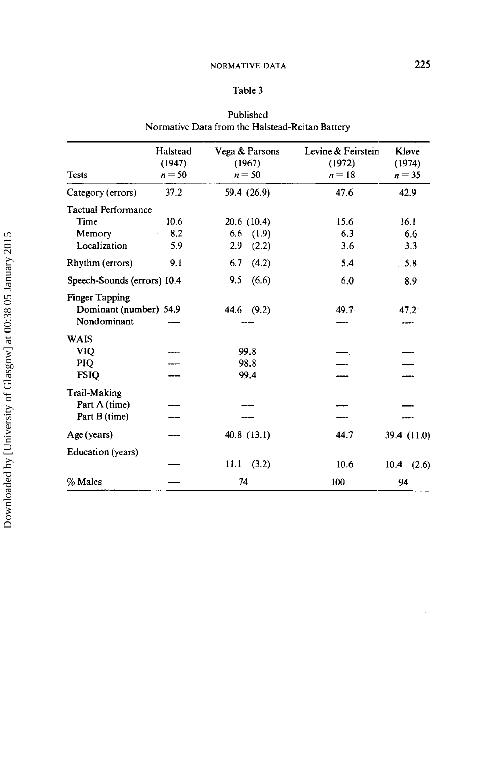Table 3

Published
Normative Data from the Halstead-Reitan Battery

| Tests | Halstead (1947) $n = 50$ | Vega & Parsons (1967) $n = 50$ | Levine & Feirstein (1972) $n = 18$ | Kløve (1974) $n = 35$ |
|---|---|---|---|---|
| Category (errors) | 37.2 | 59.4 (26.9) | 47.6 | 42.9 |
| Tactual Performance | | | | |
| Time | 10.6 | 20.6 (10.4) | 15.6 | 16.1 |
| Memory | 8.2 | 6.6 (1.9) | 6.3 | 6.6 |
| Localization | 5.9 | 2.9 (2.2) | 3.6 | 3.3 |
| Rhythm (errors) | 9.1 | 6.7 (4.2) | 5.4 | 5.8 |
| Speech-Sounds (errors) | 10.4 | 9.5 (6.6) | 6.0 | 8.9 |
| Finger Tapping | | | | |
| Dominant (number) | 54.9 | 44.6 (9.2) | 49.7 | 47.2 |
| Nondominant | — | — | — | — |
| WAIS | | | | |
| VIQ | — | 99.8 | — | — |
| PIQ | — | 98.8 | — | — |
| FSIQ | — | 99.4 | — | — |
| Trail-Making | | | | |
| Part A (time) | — | — | — | — |
| Part B (time) | — | — | — | — |
| Age (years) | — | 40.8 (13.1) | 44.7 | 39.4 (11.0) |
| Education (years) | — | 11.1 (3.2) | 10.6 | 10.4 (2.6) |
| % Males | — | 74 | 100 | 94 |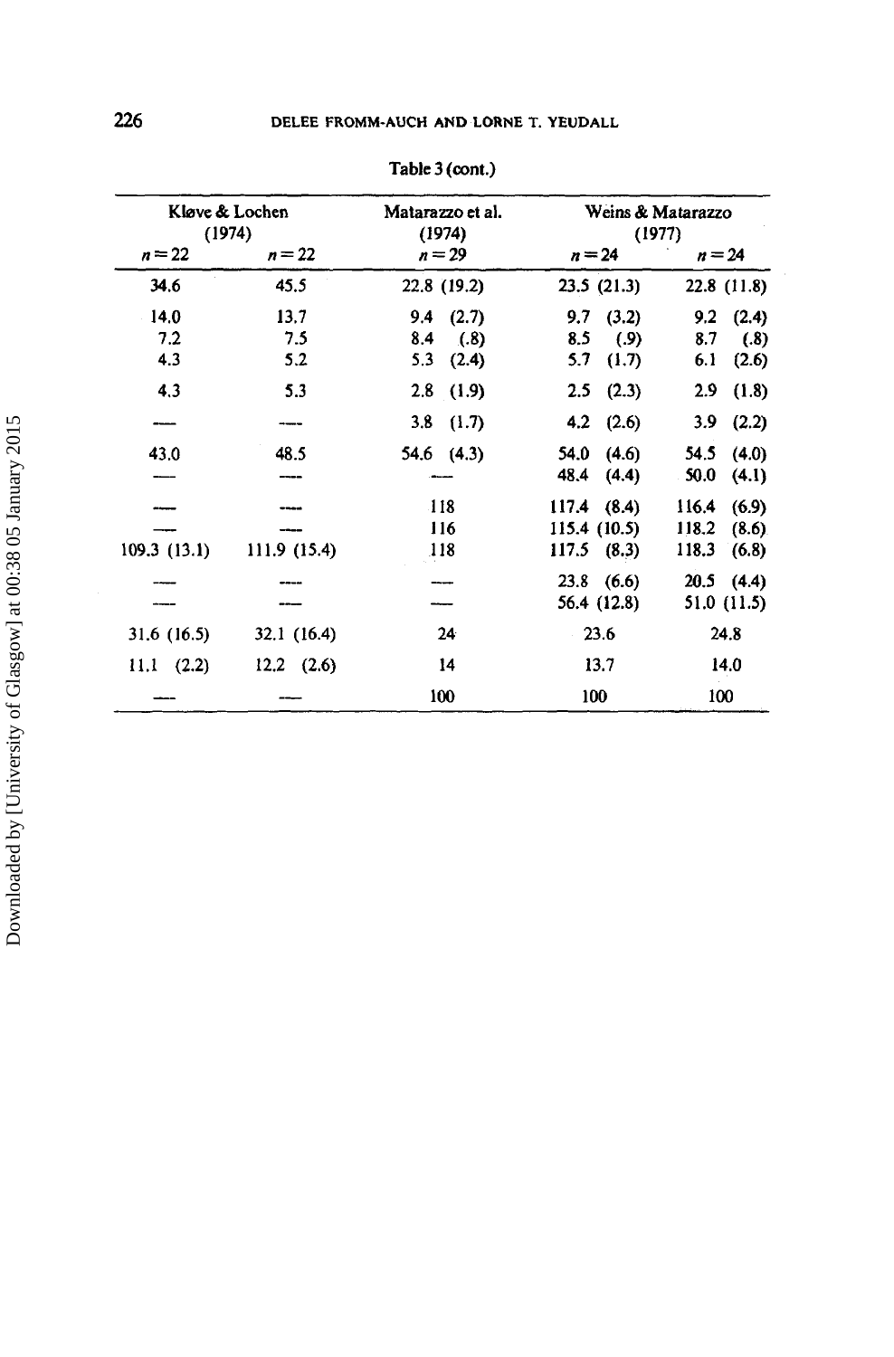Table 3 (cont.)

| Kløve & Lochen (1974) | | Matarazzo et al. (1974) | Weins & Matarazzo (1977) | |
|---|---|---|---|---|
| $n = 22$ | $n = 22$ | $n = 29$ | $n = 24$ | $n = 24$ |
| 34.6 | 45.5 | 22.8 (19.2) | 23.5 (21.3) | 22.8 (11.8) |
| 14.0 | 13.7 | 9.4 (2.7) | 9.7 (3.2) | 9.2 (2.4) |
| 7.2 | 7.5 | 8.4 (.8) | 8.5 (.9) | 8.7 (.8) |
| 4.3 | 5.2 | 5.3 (2.4) | 5.7 (1.7) | 6.1 (2.6) |
| 4.3 | 5.3 | 2.8 (1.9) | 2.5 (2.3) | 2.9 (1.8) |
| — | — | 3.8 (1.7) | 4.2 (2.6) | 3.9 (2.2) |
| 43.0 | 48.5 | 54.6 (4.3) | 54.0 (4.6) | 54.5 (4.0) |
| — | — | — | 48.4 (4.4) | 50.0 (4.1) |
| — | — | 118 | 117.4 (8.4) | 116.4 (6.9) |
| — | — | 116 | 115.4 (10.5) | 118.2 (8.6) |
| 109.3 (13.1) | 111.9 (15.4) | 118 | 117.5 (8.3) | 118.3 (6.8) |
| — | — | — | 23.8 (6.6) | 20.5 (4.4) |
| — | — | — | 56.4 (12.8) | 51.0 (11.5) |
| 31.6 (16.5) | 32.1 (16.4) | 24 | 23.6 | 24.8 |
| 11.1 (2.2) | 12.2 (2.6) | 14 | 13.7 | 14.0 |
| — | — | 100 | 100 | 100 |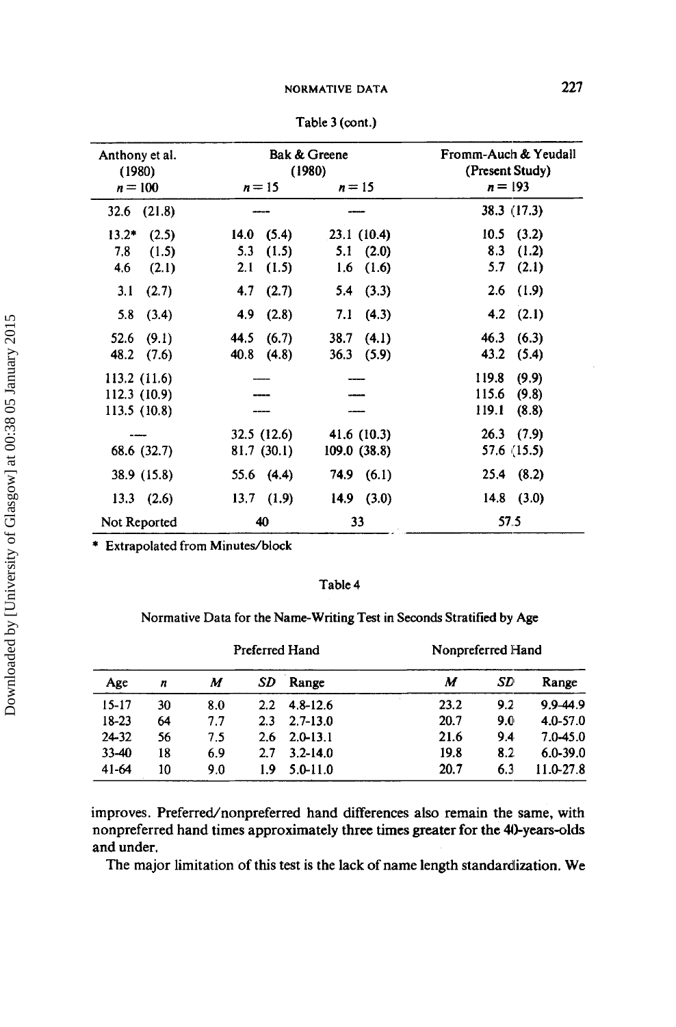Table 3 (cont.)

| Anthony et al. (1980) $n = 100$ | Bak & Greene (1980) $n = 15$ | $n = 15$ | Fromm-Auch & Yeudall (Present Study) $n = 193$ |
|---|---|---|---|
| 32.6 (21.8) | — | — | 38.3 (17.3) |
| 13.2* (2.5) | 14.0 (5.4) | 23.1 (10.4) | 10.5 (3.2) |
| 7.8 (1.5) | 5.3 (1.5) | 5.1 (2.0) | 8.3 (1.2) |
| 4.6 (2.1) | 2.1 (1.5) | 1.6 (1.6) | 5.7 (2.1) |
| 3.1 (2.7) | 4.7 (2.7) | 5.4 (3.3) | 2.6 (1.9) |
| 5.8 (3.4) | 4.9 (2.8) | 7.1 (4.3) | 4.2 (2.1) |
| 52.6 (9.1) | 44.5 (6.7) | 38.7 (4.1) | 46.3 (6.3) |
| 48.2 (7.6) | 40.8 (4.8) | 36.3 (5.9) | 43.2 (5.4) |
| 113.2 (11.6) | — | — | 119.8 (9.9) |
| 112.3 (10.9) | — | — | 115.6 (9.8) |
| 113.5 (10.8) | — | — | 119.1 (8.8) |
| — | 32.5 (12.6) | 41.6 (10.3) | 26.3 (7.9) |
| 68.6 (32.7) | 81.7 (30.1) | 109.0 (38.8) | 57.6 (15.5) |
| 38.9 (15.8) | 55.6 (4.4) | 74.9 (6.1) | 25.4 (8.2) |
| 13.3 (2.6) | 13.7 (1.9) | 14.9 (3.0) | 14.8 (3.0) |
| Not Reported | 40 | 33 | 57.5 |

* Extrapolated from Minutes/block

Table 4

Normative Data for the Name-Writing Test in Seconds Stratified by Age

| | | Preferred Hand | | | Nonpreferred Hand | | |
|---|---|---|---|---|---|---|---|
| Age | $n$ | $M$ | $SD$ | Range | $M$ | $SD$ | Range |
| 15-17 | 30 | 8.0 | 2.2 | 4.8-12.6 | 23.2 | 9.2 | 9.9-44.9 |
| 18-23 | 64 | 7.7 | 2.3 | 2.7-13.0 | 20.7 | 9.0 | 4.0-57.0 |
| 24-32 | 56 | 7.5 | 2.6 | 2.0-13.1 | 21.6 | 9.4 | 7.0-45.0 |
| 33-40 | 18 | 6.9 | 2.7 | 3.2-14.0 | 19.8 | 8.2 | 6.0-39.0 |
| 41-64 | 10 | 9.0 | 1.9 | 5.0-11.0 | 20.7 | 6.3 | 11.0-27.8 |

improves. Preferred/nonpreferred hand differences also remain the same, with nonpreferred hand times approximately three times greater for the 40-years-olds and under.

The major limitation of this test is the lack of name length standardization. We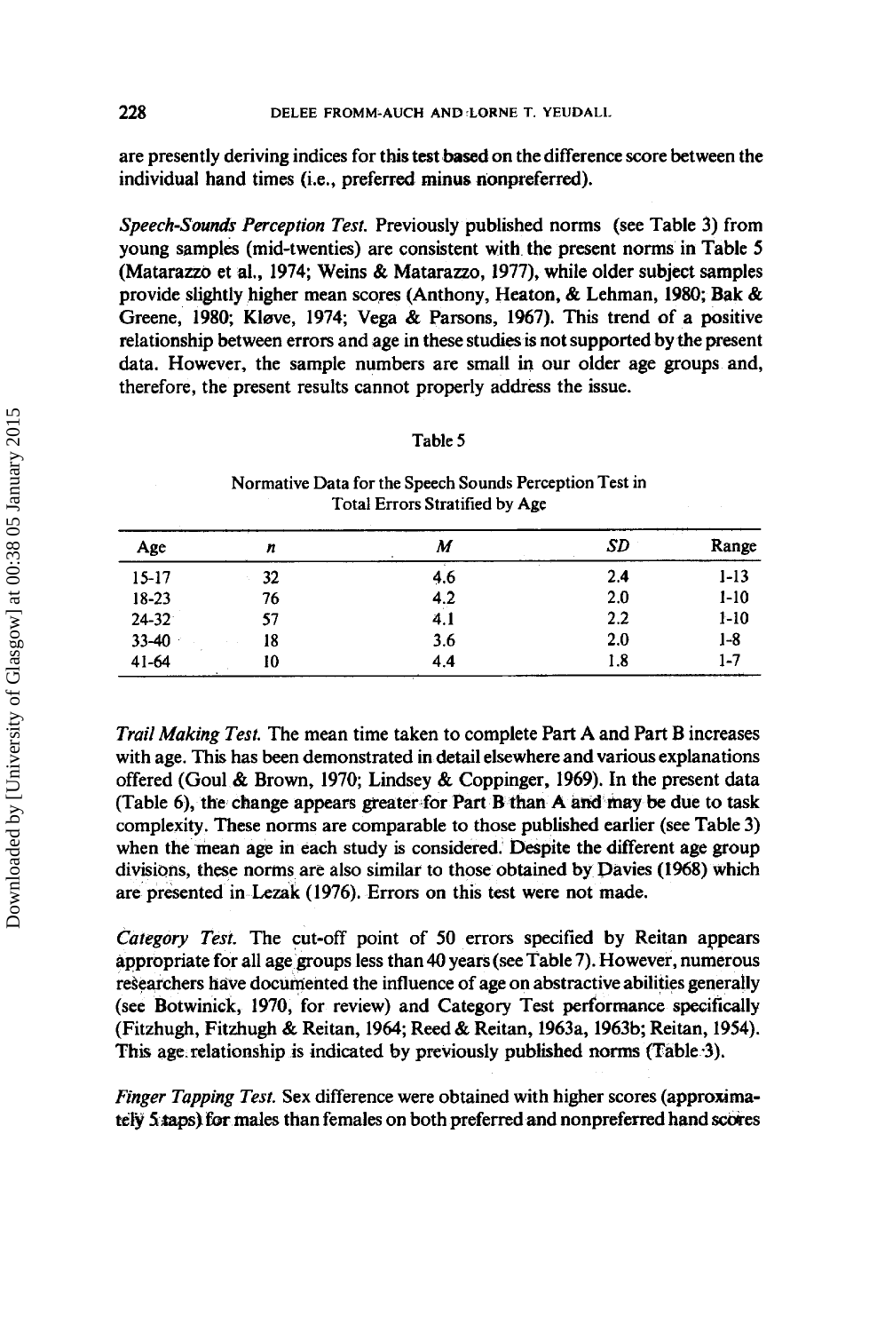are presently deriving indices for this test based on the difference score between the individual hand times (i.e., preferred minus nonpreferred).

*Speech-Sounds Perception Test.* Previously published norms (see Table 3) from young samples (mid-twenties) are consistent with the present norms in Table 5 (Matarazzo et al., 1974; Weins & Matarazzo, 1977), while older subject samples provide slightly higher mean scores (Anthony, Heaton, & Lehman, 1980; Bak & Greene, 1980; Kløve, 1974; Vega & Parsons, 1967). This trend of a positive relationship between errors and age in these studies is not supported by the present data. However, the sample numbers are small in our older age groups and, therefore, the present results cannot properly address the issue.

Table 5

Normative Data for the Speech Sounds Perception Test in Total Errors Stratified by Age

| Age | *n* | *M* | *SD* | Range |
|---|---|---|---|---|
| 15-17 | 32 | 4.6 | 2.4 | 1-13 |
| 18-23 | 76 | 4.2 | 2.0 | 1-10 |
| 24-32 | 57 | 4.1 | 2.2 | 1-10 |
| 33-40 | 18 | 3.6 | 2.0 | 1-8 |
| 41-64 | 10 | 4.4 | 1.8 | 1-7 |

*Trail Making Test.* The mean time taken to complete Part A and Part B increases with age. This has been demonstrated in detail elsewhere and various explanations offered (Goul & Brown, 1970; Lindsey & Coppinger, 1969). In the present data (Table 6), the change appears greater for Part B than A and may be due to task complexity. These norms are comparable to those published earlier (see Table 3) when the mean age in each study is considered. Despite the different age group divisions, these norms are also similar to those obtained by Davies (1968) which are presented in Lezak (1976). Errors on this test were not made.

*Category Test.* The cut-off point of 50 errors specified by Reitan appears appropriate for all age groups less than 40 years (see Table 7). However, numerous researchers have documented the influence of age on abstractive abilities generally (see Botwinick, 1970, for review) and Category Test performance specifically (Fitzhugh, Fitzhugh & Reitan, 1964; Reed & Reitan, 1963a, 1963b; Reitan, 1954). This age relationship is indicated by previously published norms (Table 3).

*Finger Tapping Test.* Sex difference were obtained with higher scores (approximately 5 taps) for males than females on both preferred and nonpreferred hand scores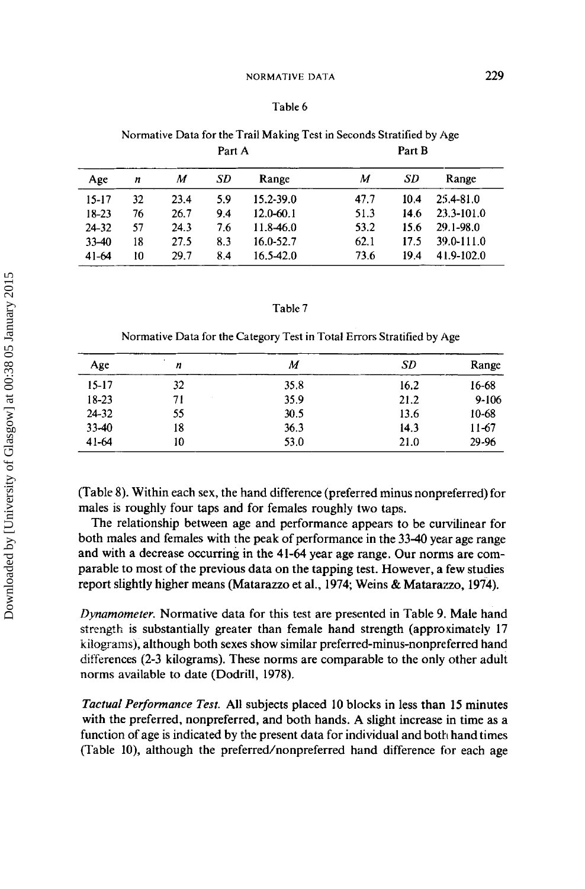Table 6

Normative Data for the Trail Making Test in Seconds Stratified by Age

| | | Part A | | | Part B | | |
|---|---|---|---|---|---|---|---|
| Age | *n* | *M* | *SD* | Range | *M* | *SD* | Range |
| 15-17 | 32 | 23.4 | 5.9 | 15.2-39.0 | 47.7 | 10.4 | 25.4-81.0 |
| 18-23 | 76 | 26.7 | 9.4 | 12.0-60.1 | 51.3 | 14.6 | 23.3-101.0 |
| 24-32 | 57 | 24.3 | 7.6 | 11.8-46.0 | 53.2 | 15.6 | 29.1-98.0 |
| 33-40 | 18 | 27.5 | 8.3 | 16.0-52.7 | 62.1 | 17.5 | 39.0-111.0 |
| 41-64 | 10 | 29.7 | 8.4 | 16.5-42.0 | 73.6 | 19.4 | 41.9-102.0 |

Table 7

Normative Data for the Category Test in Total Errors Stratified by Age

| Age | *n* | *M* | *SD* | Range |
|---|---|---|---|---|
| 15-17 | 32 | 35.8 | 16.2 | 16-68 |
| 18-23 | 71 | 35.9 | 21.2 | 9-106 |
| 24-32 | 55 | 30.5 | 13.6 | 10-68 |
| 33-40 | 18 | 36.3 | 14.3 | 11-67 |
| 41-64 | 10 | 53.0 | 21.0 | 29-96 |

(Table 8). Within each sex, the hand difference (preferred minus nonpreferred) for males is roughly four taps and for females roughly two taps.

The relationship between age and performance appears to be curvilinear for both males and females with the peak of performance in the 33-40 year age range and with a decrease occurring in the 41-64 year age range. Our norms are comparable to most of the previous data on the tapping test. However, a few studies report slightly higher means (Matarazzo et al., 1974; Weins & Matarazzo, 1974).

*Dynamometer.* Normative data for this test are presented in Table 9. Male hand strength is substantially greater than female hand strength (approximately 17 kilograms), although both sexes show similar preferred-minus-nonpreferred hand differences (2-3 kilograms). These norms are comparable to the only other adult norms available to date (Dodrill, 1978).

*Tactual Performance Test.* All subjects placed 10 blocks in less than 15 minutes with the preferred, nonpreferred, and both hands. A slight increase in time as a function of age is indicated by the present data for individual and both hand times (Table 10), although the preferred/nonpreferred hand difference for each age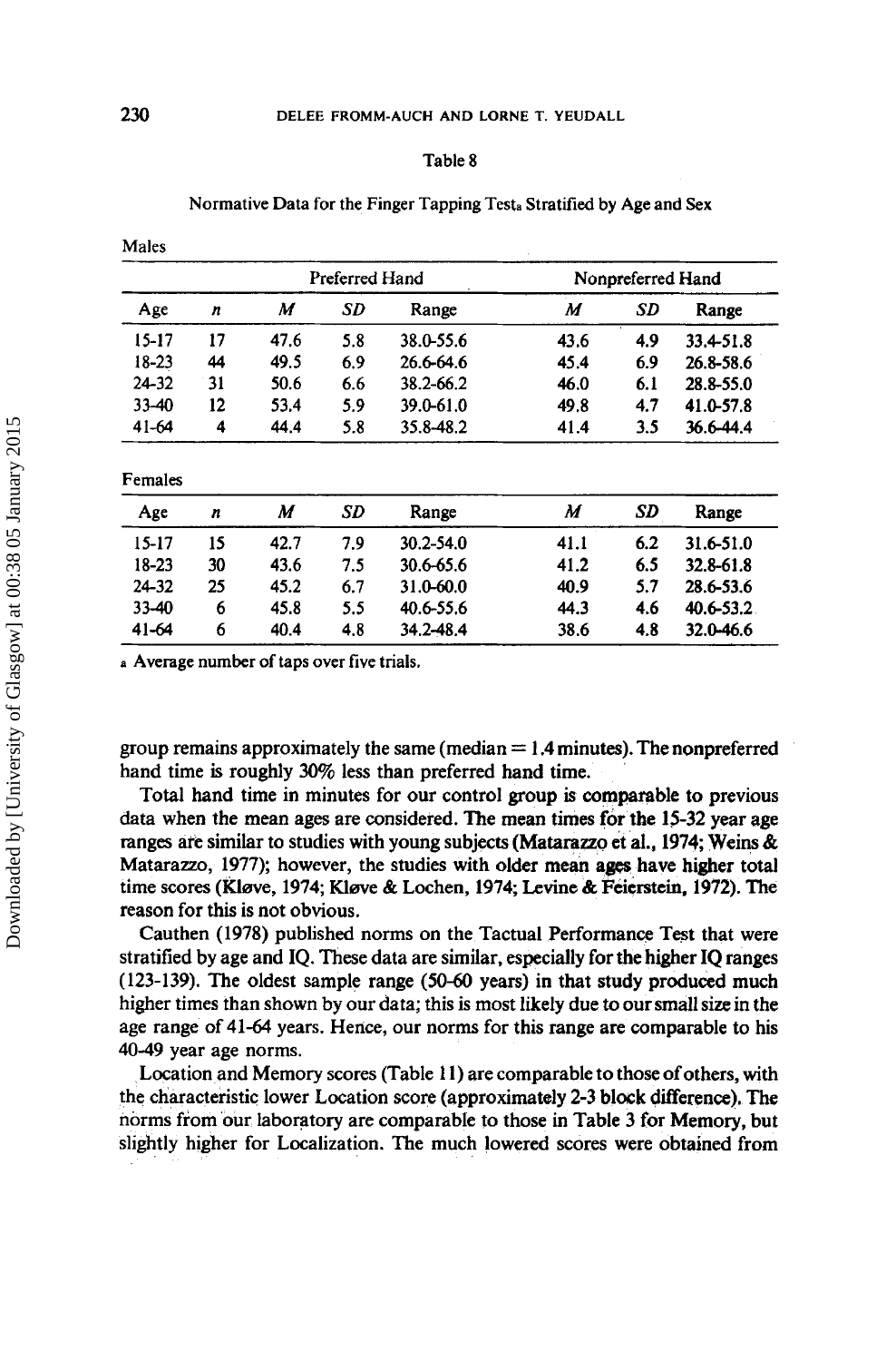Table 8

Normative Data for the Finger Tapping Test[a] Stratified by Age and Sex

Males

| | | Preferred Hand | | | Nonpreferred Hand | | |
|---|---|---|---|---|---|---|---|
| Age | *n* | *M* | *SD* | Range | *M* | *SD* | Range |
| 15-17 | 17 | 47.6 | 5.8 | 38.0-55.6 | 43.6 | 4.9 | 33.4-51.8 |
| 18-23 | 44 | 49.5 | 6.9 | 26.6-64.6 | 45.4 | 6.9 | 26.8-58.6 |
| 24-32 | 31 | 50.6 | 6.6 | 38.2-66.2 | 46.0 | 6.1 | 28.8-55.0 |
| 33-40 | 12 | 53.4 | 5.9 | 39.0-61.0 | 49.8 | 4.7 | 41.0-57.8 |
| 41-64 | 4 | 44.4 | 5.8 | 35.8-48.2 | 41.4 | 3.5 | 36.6-44.4 |

Females

| Age | *n* | *M* | *SD* | Range | *M* | *SD* | Range |
|---|---|---|---|---|---|---|---|
| 15-17 | 15 | 42.7 | 7.9 | 30.2-54.0 | 41.1 | 6.2 | 31.6-51.0 |
| 18-23 | 30 | 43.6 | 7.5 | 30.6-65.6 | 41.2 | 6.5 | 32.8-61.8 |
| 24-32 | 25 | 45.2 | 6.7 | 31.0-60.0 | 40.9 | 5.7 | 28.6-53.6 |
| 33-40 | 6 | 45.8 | 5.5 | 40.6-55.6 | 44.3 | 4.6 | 40.6-53.2 |
| 41-64 | 6 | 40.4 | 4.8 | 34.2-48.4 | 38.6 | 4.8 | 32.0-46.6 |

[a] Average number of taps over five trials.

group remains approximately the same (median = 1.4 minutes). The nonpreferred hand time is roughly 30% less than preferred hand time.

Total hand time in minutes for our control group is comparable to previous data when the mean ages are considered. The mean times for the 15-32 year age ranges are similar to studies with young subjects (Matarazzo et al., 1974; Weins & Matarazzo, 1977); however, the studies with older mean ages have higher total time scores (Kløve, 1974; Kløve & Lochen, 1974; Levine & Feierstein, 1972). The reason for this is not obvious.

Cauthen (1978) published norms on the Tactual Performance Test that were stratified by age and IQ. These data are similar, especially for the higher IQ ranges (123-139). The oldest sample range (50-60 years) in that study produced much higher times than shown by our data; this is most likely due to our small size in the age range of 41-64 years. Hence, our norms for this range are comparable to his 40-49 year age norms.

Location and Memory scores (Table 11) are comparable to those of others, with the characteristic lower Location score (approximately 2-3 block difference). The norms from our laboratory are comparable to those in Table 3 for Memory, but slightly higher for Localization. The much lowered scores were obtained from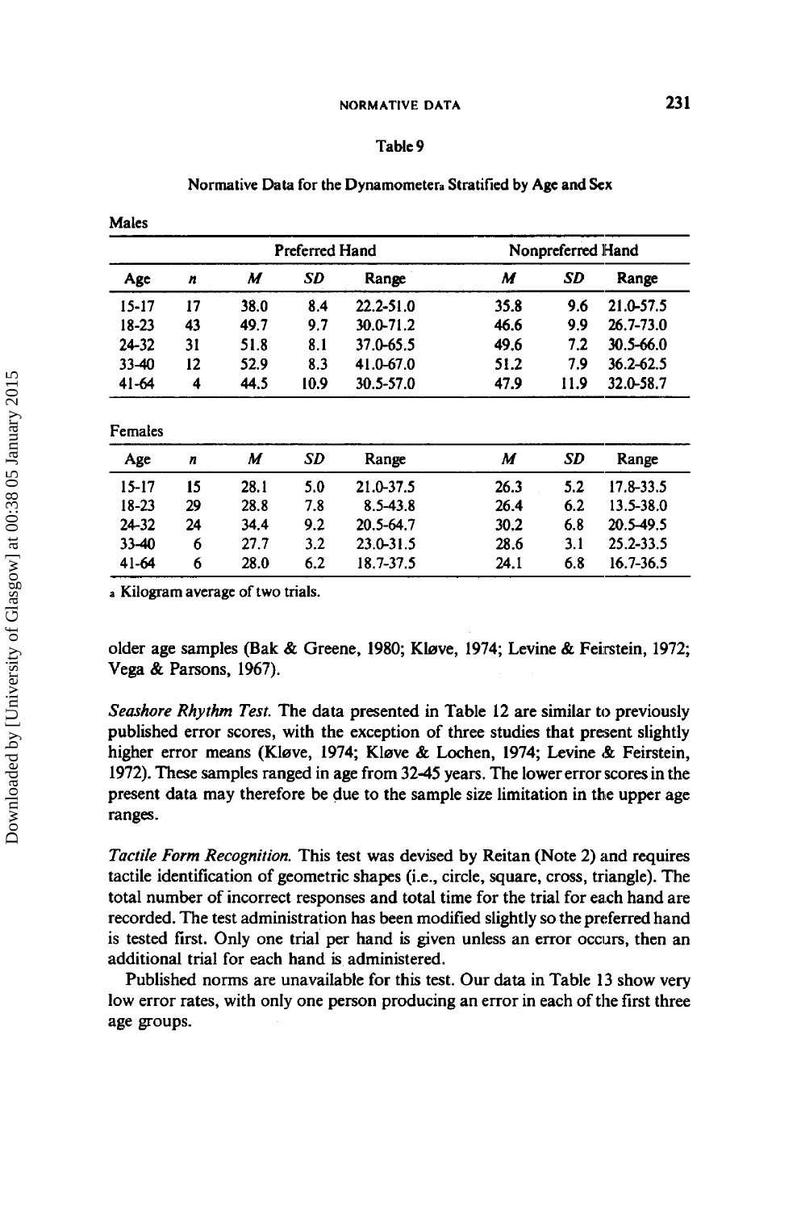Table 9

Normative Data for the Dynamometer[a] Stratified by Age and Sex

Males

| | | Preferred Hand | | | Nonpreferred Hand | | |
|---|---|---|---|---|---|---|---|
| Age | *n* | *M* | *SD* | Range | *M* | *SD* | Range |
| 15-17 | 17 | 38.0 | 8.4 | 22.2-51.0 | 35.8 | 9.6 | 21.0-57.5 |
| 18-23 | 43 | 49.7 | 9.7 | 30.0-71.2 | 46.6 | 9.9 | 26.7-73.0 |
| 24-32 | 31 | 51.8 | 8.1 | 37.0-65.5 | 49.6 | 7.2 | 30.5-66.0 |
| 33-40 | 12 | 52.9 | 8.3 | 41.0-67.0 | 51.2 | 7.9 | 36.2-62.5 |
| 41-64 | 4 | 44.5 | 10.9 | 30.5-57.0 | 47.9 | 11.9 | 32.0-58.7 |

Females

| Age | *n* | *M* | *SD* | Range | *M* | *SD* | Range |
|---|---|---|---|---|---|---|---|
| 15-17 | 15 | 28.1 | 5.0 | 21.0-37.5 | 26.3 | 5.2 | 17.8-33.5 |
| 18-23 | 29 | 28.8 | 7.8 | 8.5-43.8 | 26.4 | 6.2 | 13.5-38.0 |
| 24-32 | 24 | 34.4 | 9.2 | 20.5-64.7 | 30.2 | 6.8 | 20.5-49.5 |
| 33-40 | 6 | 27.7 | 3.2 | 23.0-31.5 | 28.6 | 3.1 | 25.2-33.5 |
| 41-64 | 6 | 28.0 | 6.2 | 18.7-37.5 | 24.1 | 6.8 | 16.7-36.5 |

[a] Kilogram average of two trials.

older age samples (Bak & Greene, 1980; Kløve, 1974; Levine & Feirstein, 1972; Vega & Parsons, 1967).

*Seashore Rhythm Test.* The data presented in Table 12 are similar to previously published error scores, with the exception of three studies that present slightly higher error means (Kløve, 1974; Kløve & Lochen, 1974; Levine & Feirstein, 1972). These samples ranged in age from 32-45 years. The lower error scores in the present data may therefore be due to the sample size limitation in the upper age ranges.

*Tactile Form Recognition.* This test was devised by Reitan (Note 2) and requires tactile identification of geometric shapes (i.e., circle, square, cross, triangle). The total number of incorrect responses and total time for the trial for each hand are recorded. The test administration has been modified slightly so the preferred hand is tested first. Only one trial per hand is given unless an error occurs, then an additional trial for each hand is administered.

Published norms are unavailable for this test. Our data in Table 13 show very low error rates, with only one person producing an error in each of the first three age groups.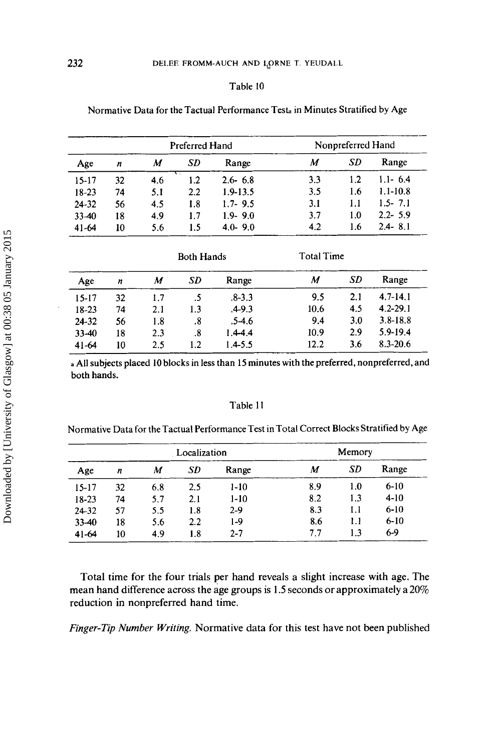Table 10

Normative Data for the Tactual Performance Test[a] in Minutes Stratified by Age

| | | Preferred Hand | | | Nonpreferred Hand | | |
|---|---|---|---|---|---|---|---|
| Age | *n* | *M* | *SD* | Range | *M* | *SD* | Range |
| 15-17 | 32 | 4.6 | 1.2 | 2.6- 6.8 | 3.3 | 1.2 | 1.1- 6.4 |
| 18-23 | 74 | 5.1 | 2.2 | 1.9-13.5 | 3.5 | 1.6 | 1.1-10.8 |
| 24-32 | 56 | 4.5 | 1.8 | 1.7- 9.5 | 3.1 | 1.1 | 1.5- 7.1 |
| 33-40 | 18 | 4.9 | 1.7 | 1.9- 9.0 | 3.7 | 1.0 | 2.2- 5.9 |
| 41-64 | 10 | 5.6 | 1.5 | 4.0- 9.0 | 4.2 | 1.6 | 2.4- 8.1 |

| | | Both Hands | | | Total Time | | |
|---|---|---|---|---|---|---|---|
| Age | *n* | *M* | *SD* | Range | *M* | *SD* | Range |
| 15-17 | 32 | 1.7 | .5 | .8-3.3 | 9.5 | 2.1 | 4.7-14.1 |
| 18-23 | 74 | 2.1 | 1.3 | .4-9.3 | 10.6 | 4.5 | 4.2-29.1 |
| 24-32 | 56 | 1.8 | .8 | .5-4.6 | 9.4 | 3.0 | 3.8-18.8 |
| 33-40 | 18 | 2.3 | .8 | 1.4-4.4 | 10.9 | 2.9 | 5.9-19.4 |
| 41-64 | 10 | 2.5 | 1.2 | 1.4-5.5 | 12.2 | 3.6 | 8.3-20.6 |

[a] All subjects placed 10 blocks in less than 15 minutes with the preferred, nonpreferred, and both hands.

Table 11

Normative Data for the Tactual Performance Test in Total Correct Blocks Stratified by Age

| | | Localization | | | Memory | | |
|---|---|---|---|---|---|---|---|
| Age | *n* | *M* | *SD* | Range | *M* | *SD* | Range |
| 15-17 | 32 | 6.8 | 2.5 | 1-10 | 8.9 | 1.0 | 6-10 |
| 18-23 | 74 | 5.7 | 2.1 | 1-10 | 8.2 | 1.3 | 4-10 |
| 24-32 | 57 | 5.5 | 1.8 | 2-9 | 8.3 | 1.1 | 6-10 |
| 33-40 | 18 | 5.6 | 2.2 | 1-9 | 8.6 | 1.1 | 6-10 |
| 41-64 | 10 | 4.9 | 1.8 | 2-7 | 7.7 | 1.3 | 6-9 |

Total time for the four trials per hand reveals a slight increase with age. The mean hand difference across the age groups is 1.5 seconds or approximately a 20% reduction in nonpreferred hand time.

*Finger-Tip Number Writing.* Normative data for this test have not been published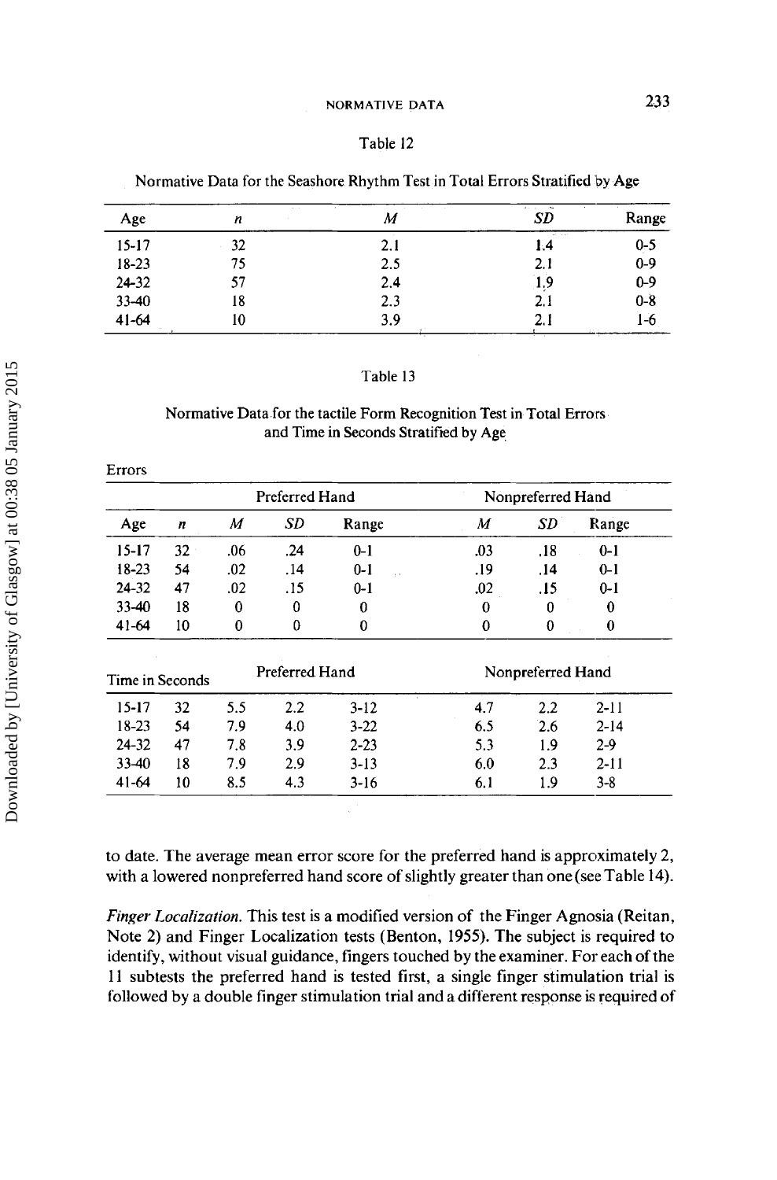Table 12

Normative Data for the Seashore Rhythm Test in Total Errors Stratified by Age

| Age | n | M | SD | Range |
|---|---|---|---|---|
| 15-17 | 32 | 2.1 | 1.4 | 0-5 |
| 18-23 | 75 | 2.5 | 2.1 | 0-9 |
| 24-32 | 57 | 2.4 | 1.9 | 0-9 |
| 33-40 | 18 | 2.3 | 2.1 | 0-8 |
| 41-64 | 10 | 3.9 | 2.1 | 1-6 |

Table 13

Normative Data for the tactile Form Recognition Test in Total Errors and Time in Seconds Stratified by Age

Errors

| | | Preferred Hand | | | Nonpreferred Hand | | |
|---|---|---|---|---|---|---|---|
| Age | n | M | SD | Range | M | SD | Range |
| 15-17 | 32 | .06 | .24 | 0-1 | .03 | .18 | 0-1 |
| 18-23 | 54 | .02 | .14 | 0-1 | .19 | .14 | 0-1 |
| 24-32 | 47 | .02 | .15 | 0-1 | .02 | .15 | 0-1 |
| 33-40 | 18 | 0 | 0 | 0 | 0 | 0 | 0 |
| 41-64 | 10 | 0 | 0 | 0 | 0 | 0 | 0 |

| Time in Seconds | | Preferred Hand | | | Nonpreferred Hand | | |
|---|---|---|---|---|---|---|---|
| 15-17 | 32 | 5.5 | 2.2 | 3-12 | 4.7 | 2.2 | 2-11 |
| 18-23 | 54 | 7.9 | 4.0 | 3-22 | 6.5 | 2.6 | 2-14 |
| 24-32 | 47 | 7.8 | 3.9 | 2-23 | 5.3 | 1.9 | 2-9 |
| 33-40 | 18 | 7.9 | 2.9 | 3-13 | 6.0 | 2.3 | 2-11 |
| 41-64 | 10 | 8.5 | 4.3 | 3-16 | 6.1 | 1.9 | 3-8 |

to date. The average mean error score for the preferred hand is approximately 2, with a lowered nonpreferred hand score of slightly greater than one (see Table 14).

*Finger Localization.* This test is a modified version of the Finger Agnosia (Reitan, Note 2) and Finger Localization tests (Benton, 1955). The subject is required to identify, without visual guidance, fingers touched by the examiner. For each of the 11 subtests the preferred hand is tested first, a single finger stimulation trial is followed by a double finger stimulation trial and a different response is required of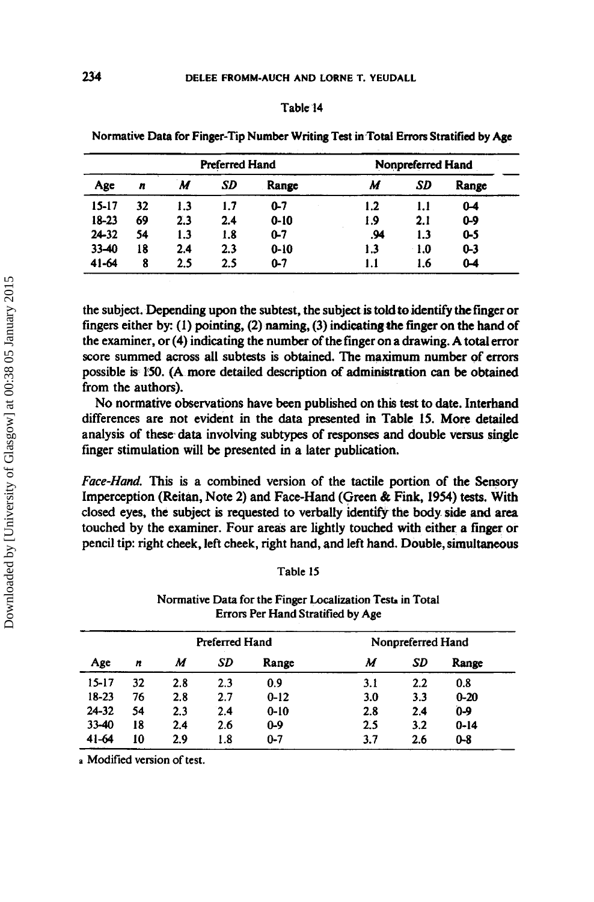Table 14

Normative Data for Finger-Tip Number Writing Test in Total Errors Stratified by Age

| | | Preferred Hand | | | Nonpreferred Hand | | |
|---|---|---|---|---|---|---|---|
| Age | *n* | *M* | *SD* | Range | *M* | *SD* | Range |
| 15-17 | 32 | 1.3 | 1.7 | 0-7 | 1.2 | 1.1 | 0-4 |
| 18-23 | 69 | 2.3 | 2.4 | 0-10 | 1.9 | 2.1 | 0-9 |
| 24-32 | 54 | 1.3 | 1.8 | 0-7 | .94 | 1.3 | 0-5 |
| 33-40 | 18 | 2.4 | 2.3 | 0-10 | 1.3 | 1.0 | 0-3 |
| 41-64 | 8 | 2.5 | 2.5 | 0-7 | 1.1 | 1.6 | 0-4 |

the subject. Depending upon the subtest, the subject is told to identify the finger or fingers either by: (1) pointing, (2) naming, (3) indicating the finger on the hand of the examiner, or (4) indicating the number of the finger on a drawing. A total error score summed across all subtests is obtained. The maximum number of errors possible is 150. (A more detailed description of administration can be obtained from the authors).

No normative observations have been published on this test to date. Interhand differences are not evident in the data presented in Table 15. More detailed analysis of these data involving subtypes of responses and double versus single finger stimulation will be presented in a later publication.

*Face-Hand.* This is a combined version of the tactile portion of the Sensory Imperception (Reitan, Note 2) and Face-Hand (Green & Fink, 1954) tests. With closed eyes, the subject is requested to verbally identify the body side and area touched by the examiner. Four areas are lightly touched with either a finger or pencil tip: right cheek, left cheek, right hand, and left hand. Double, simultaneous

Table 15

Normative Data for the Finger Localization Test[a] in Total Errors Per Hand Stratified by Age

| | | Preferred Hand | | | Nonpreferred Hand | | |
|---|---|---|---|---|---|---|---|
| Age | *n* | *M* | *SD* | Range | *M* | *SD* | Range |
| 15-17 | 32 | 2.8 | 2.3 | 0.9 | 3.1 | 2.2 | 0.8 |
| 18-23 | 76 | 2.8 | 2.7 | 0-12 | 3.0 | 3.3 | 0-20 |
| 24-32 | 54 | 2.3 | 2.4 | 0-10 | 2.8 | 2.4 | 0-9 |
| 33-40 | 18 | 2.4 | 2.6 | 0-9 | 2.5 | 3.2 | 0-14 |
| 41-64 | 10 | 2.9 | 1.8 | 0-7 | 3.7 | 2.6 | 0-8 |

[a] Modified version of test.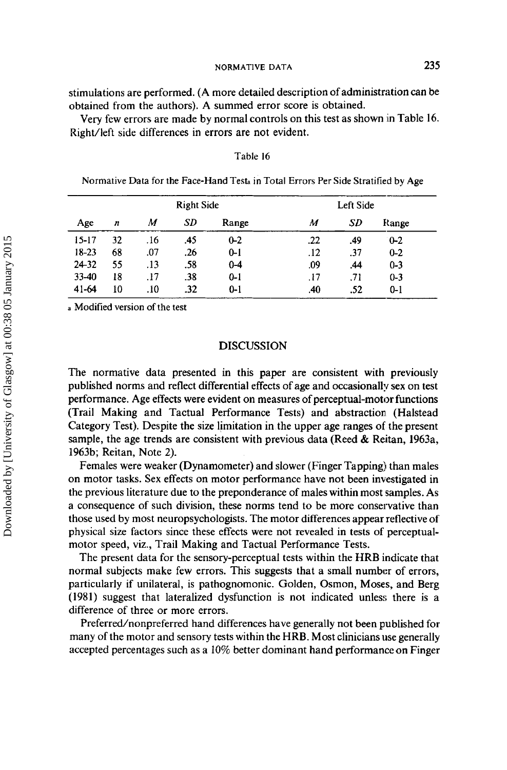stimulations are performed. (A more detailed description of administration can be obtained from the authors). A summed error score is obtained.

Very few errors are made by normal controls on this test as shown in Table 16. Right/left side differences in errors are not evident.

Table 16

Normative Data for the Face-Hand Test[a] in Total Errors Per Side Stratified by Age

| | | Right Side | | | Left Side | | |
|---|---|---|---|---|---|---|---|
| Age | *n* | *M* | *SD* | Range | *M* | *SD* | Range |
| 15-17 | 32 | .16 | .45 | 0-2 | .22 | .49 | 0-2 |
| 18-23 | 68 | .07 | .26 | 0-1 | .12 | .37 | 0-2 |
| 24-32 | 55 | .13 | .58 | 0-4 | .09 | .44 | 0-3 |
| 33-40 | 18 | .17 | .38 | 0-1 | .17 | .71 | 0-3 |
| 41-64 | 10 | .10 | .32 | 0-1 | .40 | .52 | 0-1 |

[a] Modified version of the test

## DISCUSSION

The normative data presented in this paper are consistent with previously published norms and reflect differential effects of age and occasionally sex on test performance. Age effects were evident on measures of perceptual-motor functions (Trail Making and Tactual Performance Tests) and abstraction (Halstead Category Test). Despite the size limitation in the upper age ranges of the present sample, the age trends are consistent with previous data (Reed & Reitan, 1963a, 1963b; Reitan, Note 2).

Females were weaker (Dynamometer) and slower (Finger Tapping) than males on motor tasks. Sex effects on motor performance have not been investigated in the previous literature due to the preponderance of males within most samples. As a consequence of such division, these norms tend to be more conservative than those used by most neuropsychologists. The motor differences appear reflective of physical size factors since these effects were not revealed in tests of perceptual-motor speed, viz., Trail Making and Tactual Performance Tests.

The present data for the sensory-perceptual tests within the HRB indicate that normal subjects make few errors. This suggests that a small number of errors, particularly if unilateral, is pathognomonic. Golden, Osmon, Moses, and Berg (1981) suggest that lateralized dysfunction is not indicated unless there is a difference of three or more errors.

Preferred/nonpreferred hand differences have generally not been published for many of the motor and sensory tests within the HRB. Most clinicians use generally accepted percentages such as a 10% better dominant hand performance on Finger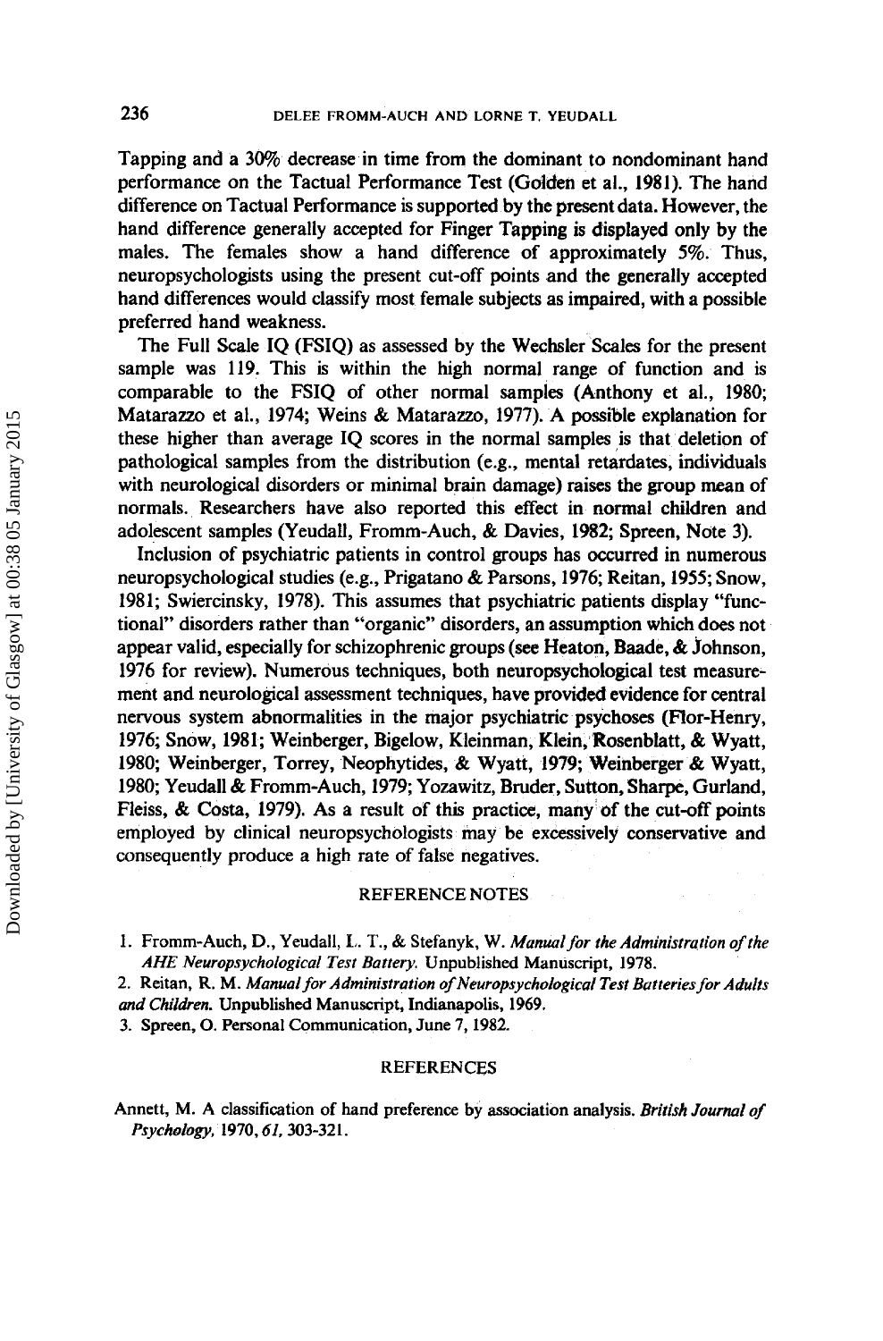Tapping and a 30% decrease in time from the dominant to nondominant hand performance on the Tactual Performance Test (Golden et al., 1981). The hand difference on Tactual Performance is supported by the present data. However, the hand difference generally accepted for Finger Tapping is displayed only by the males. The females show a hand difference of approximately 5%. Thus, neuropsychologists using the present cut-off points and the generally accepted hand differences would classify most female subjects as impaired, with a possible preferred hand weakness.

The Full Scale IQ (FSIQ) as assessed by the Wechsler Scales for the present sample was 119. This is within the high normal range of function and is comparable to the FSIQ of other normal samples (Anthony et al., 1980; Matarazzo et al., 1974; Weins & Matarazzo, 1977). A possible explanation for these higher than average IQ scores in the normal samples is that deletion of pathological samples from the distribution (e.g., mental retardates, individuals with neurological disorders or minimal brain damage) raises the group mean of normals. Researchers have also reported this effect in normal children and adolescent samples (Yeudall, Fromm-Auch, & Davies, 1982; Spreen, Note 3).

Inclusion of psychiatric patients in control groups has occurred in numerous neuropsychological studies (e.g., Prigatano & Parsons, 1976; Reitan, 1955; Snow, 1981; Swiercinsky, 1978). This assumes that psychiatric patients display "functional" disorders rather than "organic" disorders, an assumption which does not appear valid, especially for schizophrenic groups (see Heaton, Baade, & Johnson, 1976 for review). Numerous techniques, both neuropsychological test measurement and neurological assessment techniques, have provided evidence for central nervous system abnormalities in the major psychiatric psychoses (Flor-Henry, 1976; Snow, 1981; Weinberger, Bigelow, Kleinman, Klein, Rosenblatt, & Wyatt, 1980; Weinberger, Torrey, Neophytides, & Wyatt, 1979; Weinberger & Wyatt, 1980; Yeudall & Fromm-Auch, 1979; Yozawitz, Bruder, Sutton, Sharpe, Gurland, Fleiss, & Costa, 1979). As a result of this practice, many of the cut-off points employed by clinical neuropsychologists may be excessively conservative and consequently produce a high rate of false negatives.

## REFERENCE NOTES

1. Fromm-Auch, D., Yeudall, L. T., & Stefanyk, W. *Manual for the Administration of the AHE Neuropsychological Test Battery.* Unpublished Manuscript, 1978.
2. Reitan, R. M. *Manual for Administration of Neuropsychological Test Batteries for Adults and Children.* Unpublished Manuscript, Indianapolis, 1969.
3. Spreen, O. Personal Communication, June 7, 1982.

## REFERENCES

Annett, M. A classification of hand preference by association analysis. *British Journal of Psychology,* 1970, *61,* 303-321.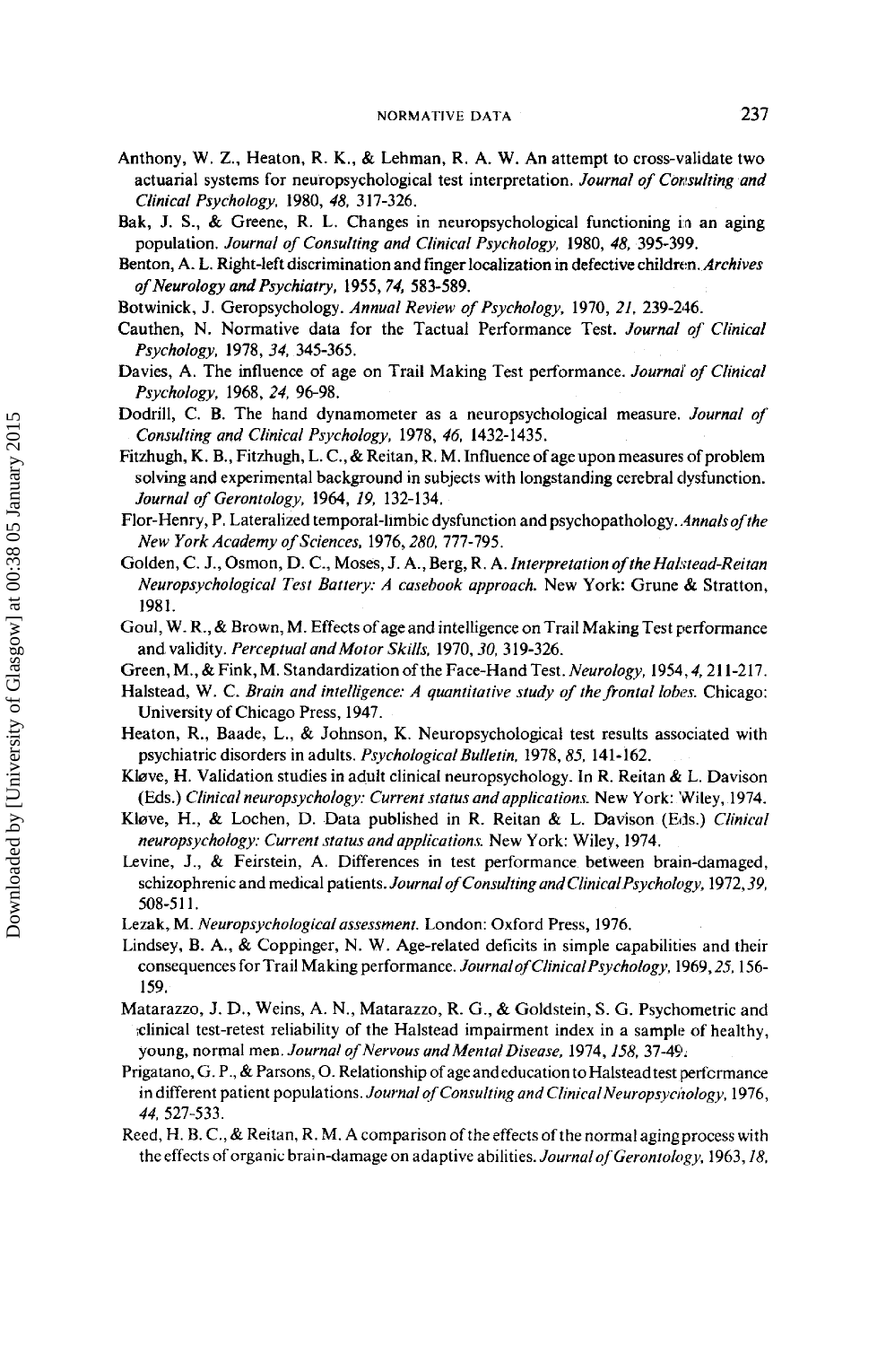Anthony, W. Z., Heaton, R. K., & Lehman, R. A. W. An attempt to cross-validate two actuarial systems for neuropsychological test interpretation. *Journal of Consulting and Clinical Psychology*, 1980, *48*, 317-326.

Bak, J. S., & Greene, R. L. Changes in neuropsychological functioning in an aging population. *Journal of Consulting and Clinical Psychology*, 1980, *48*, 395-399.

Benton, A. L. Right-left discrimination and finger localization in defective children. *Archives of Neurology and Psychiatry*, 1955, *74*, 583-589.

Botwinick, J. Geropsychology. *Annual Review of Psychology*, 1970, *21*, 239-246.

Cauthen, N. Normative data for the Tactual Performance Test. *Journal of Clinical Psychology*, 1978, *34*, 345-365.

Davies, A. The influence of age on Trail Making Test performance. *Journal of Clinical Psychology*, 1968, *24*, 96-98.

Dodrill, C. B. The hand dynamometer as a neuropsychological measure. *Journal of Consulting and Clinical Psychology*, 1978, *46*, 1432-1435.

Fitzhugh, K. B., Fitzhugh, L. C., & Reitan, R. M. Influence of age upon measures of problem solving and experimental background in subjects with longstanding cerebral dysfunction. *Journal of Gerontology*, 1964, *19*, 132-134.

Flor-Henry, P. Lateralized temporal-limbic dysfunction and psychopathology. *Annals of the New York Academy of Sciences*, 1976, *280*, 777-795.

Golden, C. J., Osmon, D. C., Moses, J. A., Berg, R. A. *Interpretation of the Halstead-Reitan Neuropsychological Test Battery: A casebook approach*. New York: Grune & Stratton, 1981.

Goul, W. R., & Brown, M. Effects of age and intelligence on Trail Making Test performance and validity. *Perceptual and Motor Skills*, 1970, *30*, 319-326.

Green, M., & Fink, M. Standardization of the Face-Hand Test. *Neurology*, 1954, *4*, 211-217.

Halstead, W. C. *Brain and intelligence: A quantitative study of the frontal lobes*. Chicago: University of Chicago Press, 1947.

Heaton, R., Baade, L., & Johnson, K. Neuropsychological test results associated with psychiatric disorders in adults. *Psychological Bulletin*, 1978, *85*, 141-162.

Kløve, H. Validation studies in adult clinical neuropsychology. In R. Reitan & L. Davison (Eds.) *Clinical neuropsychology: Current status and applications*. New York: Wiley, 1974.

Kløve, H., & Lochen, D. Data published in R. Reitan & L. Davison (Eds.) *Clinical neuropsychology: Current status and applications*. New York: Wiley, 1974.

Levine, J., & Feirstein, A. Differences in test performance between brain-damaged, schizophrenic and medical patients. *Journal of Consulting and Clinical Psychology*, 1972, *39*, 508-511.

Lezak, M. *Neuropsychological assessment*. London: Oxford Press, 1976.

Lindsey, B. A., & Coppinger, N. W. Age-related deficits in simple capabilities and their consequences for Trail Making performance. *Journal of Clinical Psychology*, 1969, *25*, 156-159.

Matarazzo, J. D., Weins, A. N., Matarazzo, R. G., & Goldstein, S. G. Psychometric and clinical test-retest reliability of the Halstead impairment index in a sample of healthy, young, normal men. *Journal of Nervous and Mental Disease*, 1974, *158*, 37-49.

Prigatano, G. P., & Parsons, O. Relationship of age and education to Halstead test performance in different patient populations. *Journal of Consulting and Clinical Neuropsychology*, 1976, *44*, 527-533.

Reed, H. B. C., & Reitan, R. M. A comparison of the effects of the normal aging process with the effects of organic brain-damage on adaptive abilities. *Journal of Gerontology*, 1963, *18*,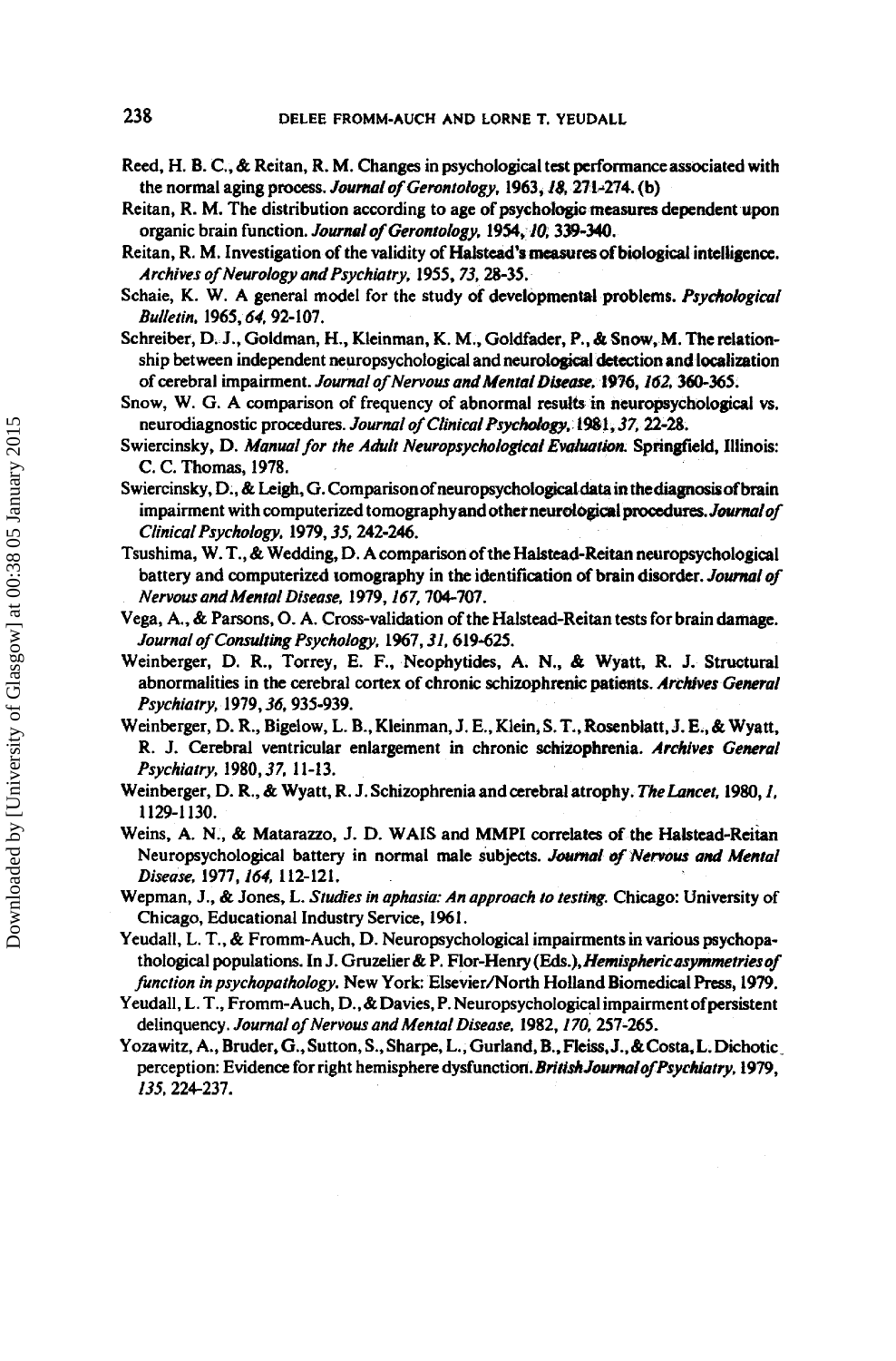Reed, H. B. C., & Reitan, R. M. Changes in psychological test performance associated with the normal aging process. *Journal of Gerontology*, 1963, *18*, 271-274. (b)

Reitan, R. M. The distribution according to age of psychologic measures dependent upon organic brain function. *Journal of Gerontology*, 1954, *10*, 339-340.

Reitan, R. M. Investigation of the validity of Halstead's measures of biological intelligence. *Archives of Neurology and Psychiatry*, 1955, *73*, 28-35.

Schaie, K. W. A general model for the study of developmental problems. *Psychological Bulletin*, 1965, *64*, 92-107.

Schreiber, D. J., Goldman, H., Kleinman, K. M., Goldfader, P., & Snow, M. The relationship between independent neuropsychological and neurological detection and localization of cerebral impairment. *Journal of Nervous and Mental Disease*, 1976, *162*, 360-365.

Snow, W. G. A comparison of frequency of abnormal results in neuropsychological vs. neurodiagnostic procedures. *Journal of Clinical Psychology*, 1981, *37*, 22-28.

Swiercinsky, D. *Manual for the Adult Neuropsychological Evaluation*. Springfield, Illinois: C. C. Thomas, 1978.

Swiercinsky, D., & Leigh, G. Comparison of neuropsychological data in the diagnosis of brain impairment with computerized tomography and other neurological procedures. *Journal of Clinical Psychology*, 1979, *35*, 242-246.

Tsushima, W. T., & Wedding, D. A comparison of the Halstead-Reitan neuropsychological battery and computerized tomography in the identification of brain disorder. *Journal of Nervous and Mental Disease*, 1979, *167*, 704-707.

Vega, A., & Parsons, O. A. Cross-validation of the Halstead-Reitan tests for brain damage. *Journal of Consulting Psychology*, 1967, *31*, 619-625.

Weinberger, D. R., Torrey, E. F., Neophytides, A. N., & Wyatt, R. J. Structural abnormalities in the cerebral cortex of chronic schizophrenic patients. *Archives General Psychiatry*, 1979, *36*, 935-939.

Weinberger, D. R., Bigelow, L. B., Kleinman, J. E., Klein, S. T., Rosenblatt, J. E., & Wyatt, R. J. Cerebral ventricular enlargement in chronic schizophrenia. *Archives General Psychiatry*, 1980, *37*, 11-13.

Weinberger, D. R., & Wyatt, R. J. Schizophrenia and cerebral atrophy. *The Lancet*, 1980, *1*, 1129-1130.

Weins, A. N., & Matarazzo, J. D. WAIS and MMPI correlates of the Halstead-Reitan Neuropsychological battery in normal male subjects. *Journal of Nervous and Mental Disease*, 1977, *164*, 112-121.

Wepman, J., & Jones, L. *Studies in aphasia: An approach to testing*. Chicago: University of Chicago, Educational Industry Service, 1961.

Yeudall, L. T., & Fromm-Auch, D. Neuropsychological impairments in various psychopathological populations. In J. Gruzelier & P. Flor-Henry (Eds.), *Hemispheric asymmetries of function in psychopathology*. New York: Elsevier/North Holland Biomedical Press, 1979.

Yeudall, L. T., Fromm-Auch, D., & Davies, P. Neuropsychological impairment of persistent delinquency. *Journal of Nervous and Mental Disease*, 1982, *170*, 257-265.

Yozawitz, A., Bruder, G., Sutton, S., Sharpe, L., Gurland, B., Fleiss, J., & Costa, L. Dichotic perception: Evidence for right hemisphere dysfunction. *British Journal of Psychiatry*, 1979, *135*, 224-237.